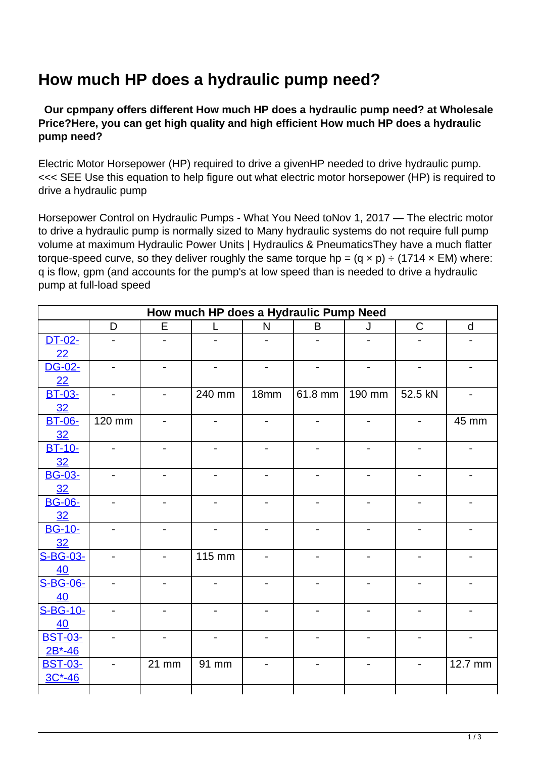# How much HP does a hydraulic pump need?

**Our cpmpany offers different How much HP does a hydraulic pump need? at Wholesale Price?Here, you can get high quality and high efficient How much HP does a hydraulic pump need?**

Electric Motor Horsepower (HP) required to drive a givenHP needed to drive hydraulic pump. <<< SEE Use this equation to help figure out what electric motor horsepower (HP) is required to drive a hydraulic pump

Horsepower Control on Hydraulic Pumps - What You Need toNov 1, 2017 — The electric motor to drive a hydraulic pump is normally sized to Many hydraulic systems do not require full pump volume at maximum Hydraulic Power Units | Hydraulics & PneumaticsThey have a much flatter torque-speed curve, so they deliver roughly the same torque hp = (q × p) ÷ (1714 × EM) where: q is flow, gpm (and accounts for the pump's at low speed than is needed to drive a hydraulic pump at full-load speed

| How much HP does a Hydraulic Pump Need | | | | | | | | |
|---|---|---|---|---|---|---|---|---|
| | D | E | L | N | B | J | C | d |
| DT-02-22 | - | - | - | - | - | - | - | - |
| DG-02-22 | - | - | - | - | - | - | - | - |
| BT-03-32 | - | - | 240 mm | 18mm | 61.8 mm | 190 mm | 52.5 kN | - |
| BT-06-32 | 120 mm | - | - | - | - | - | - | 45 mm |
| BT-10-32 | - | - | - | - | - | - | - | - |
| BG-03-32 | - | - | - | - | - | - | - | - |
| BG-06-32 | - | - | - | - | - | - | - | - |
| BG-10-32 | - | - | - | - | - | - | - | - |
| S-BG-03-40 | - | - | 115 mm | - | - | - | - | - |
| S-BG-06-40 | - | - | - | - | - | - | - | - |
| S-BG-10-40 | - | - | - | - | - | - | - | - |
| BST-03-2B*-46 | - | - | - | - | - | - | - | - |
| BST-03-3C*-46 | - | 21 mm | 91 mm | - | - | - | - | 12.7 mm |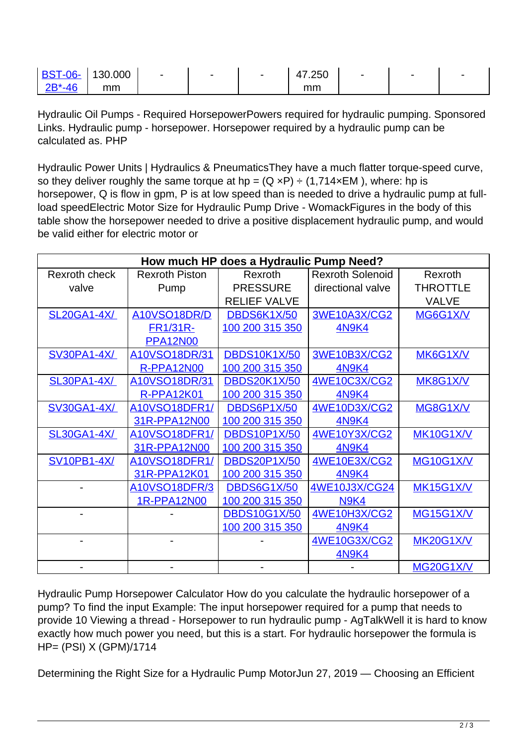| BST-06-2B*-46 | 130.000 mm | - | - | - | 47.250 mm | - | - | - |
|---|---|---|---|---|---|---|---|---|

Hydraulic Oil Pumps - Required HorsepowerPowers required for hydraulic pumping. Sponsored Links. Hydraulic pump - horsepower. Horsepower required by a hydraulic pump can be calculated as. PHP

Hydraulic Power Units | Hydraulics & PneumaticsThey have a much flatter torque-speed curve, so they deliver roughly the same torque at hp = (Q ×P) ÷ (1,714×EM ), where: hp is horsepower, Q is flow in gpm, P is at low speed than is needed to drive a hydraulic pump at full-load speedElectric Motor Size for Hydraulic Pump Drive - WomackFigures in the body of this table show the horsepower needed to drive a positive displacement hydraulic pump, and would be valid either for electric motor or

| How much HP does a Hydraulic Pump Need? | | | | |
|---|---|---|---|---|
| Rexroth check valve | Rexroth Piston Pump | Rexroth PRESSURE RELIEF VALVE | Rexroth Solenoid directional valve | Rexroth THROTTLE VALVE |
| SL20GA1-4X/ | A10VSO18DR/DFR1/31R-PPA12N00 | DBDS6K1X/50 100 200 315 350 | 3WE10A3X/CG24N9K4 | MG6G1X/V |
| SV30PA1-4X/ | A10VSO18DR/31R-PPA12N00 | DBDS10K1X/50 100 200 315 350 | 3WE10B3X/CG24N9K4 | MK6G1X/V |
| SL30PA1-4X/ | A10VSO18DR/31R-PPA12K01 | DBDS20K1X/50 100 200 315 350 | 4WE10C3X/CG24N9K4 | MK8G1X/V |
| SV30GA1-4X/ | A10VSO18DFR1/31R-PPA12N00 | DBDS6P1X/50 100 200 315 350 | 4WE10D3X/CG24N9K4 | MG8G1X/V |
| SL30GA1-4X/ | A10VSO18DFR1/31R-PPA12N00 | DBDS10P1X/50 100 200 315 350 | 4WE10Y3X/CG24N9K4 | MK10G1X/V |
| SV10PB1-4X/ | A10VSO18DFR1/31R-PPA12K01 | DBDS20P1X/50 100 200 315 350 | 4WE10E3X/CG24N9K4 | MG10G1X/V |
| - | A10VSO18DFR/31R-PPA12N00 | DBDS6G1X/50 100 200 315 350 | 4WE10J3X/CG24N9K4 | MK15G1X/V |
| - | - | DBDS10G1X/50 100 200 315 350 | 4WE10H3X/CG24N9K4 | MG15G1X/V |
| - | - | - | 4WE10G3X/CG24N9K4 | MK20G1X/V |
| - | - | - | - | MG20G1X/V |

Hydraulic Pump Horsepower Calculator How do you calculate the hydraulic horsepower of a pump? To find the input Example: The input horsepower required for a pump that needs to provide 10 Viewing a thread - Horsepower to run hydraulic pump - AgTalkWell it is hard to know exactly how much power you need, but this is a start. For hydraulic horsepower the formula is HP= (PSI) X (GPM)/1714

Determining the Right Size for a Hydraulic Pump MotorJun 27, 2019 — Choosing an Efficient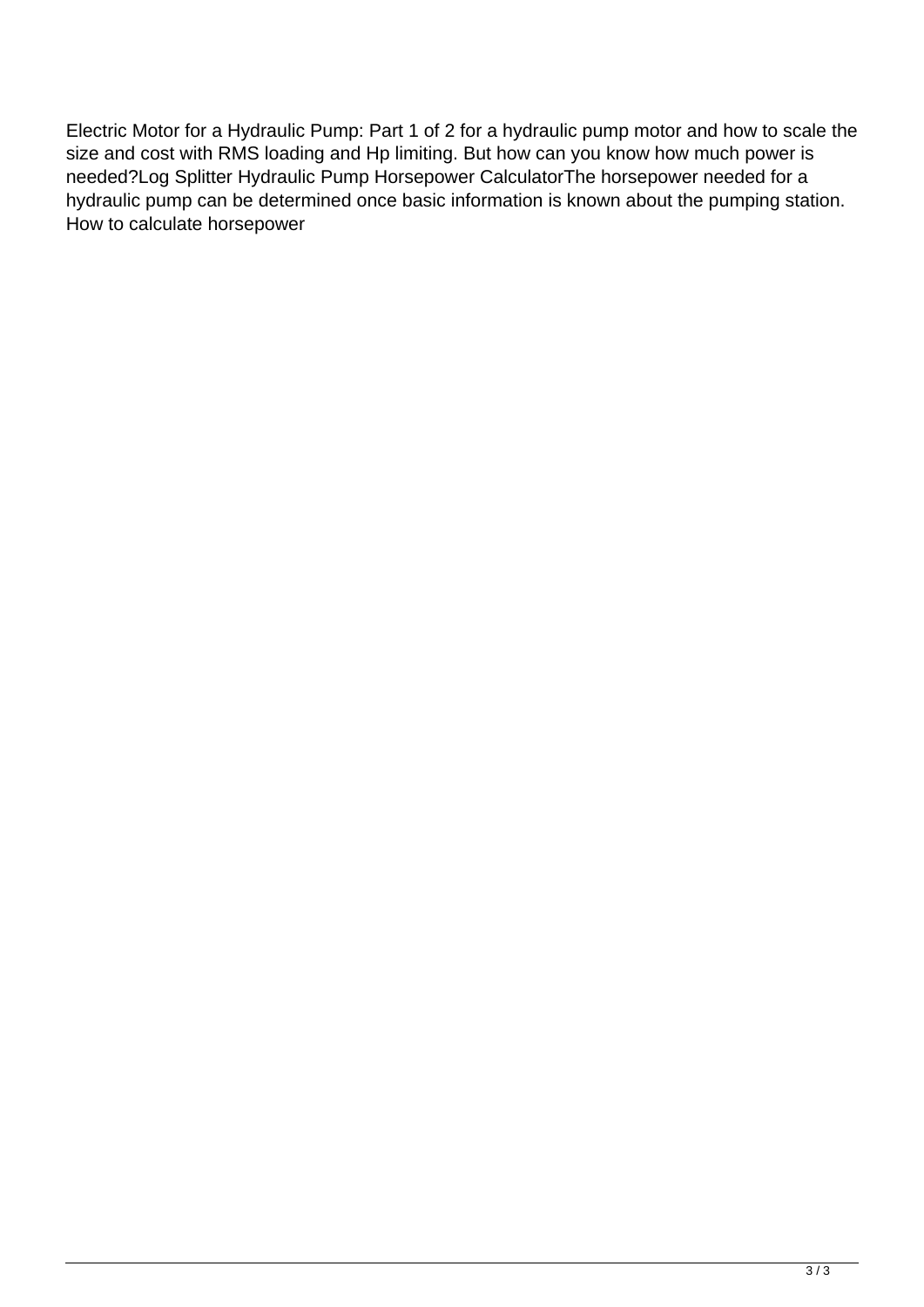Electric Motor for a Hydraulic Pump: Part 1 of 2 for a hydraulic pump motor and how to scale the size and cost with RMS loading and Hp limiting. But how can you know how much power is needed?Log Splitter Hydraulic Pump Horsepower CalculatorThe horsepower needed for a hydraulic pump can be determined once basic information is known about the pumping station. How to calculate horsepower